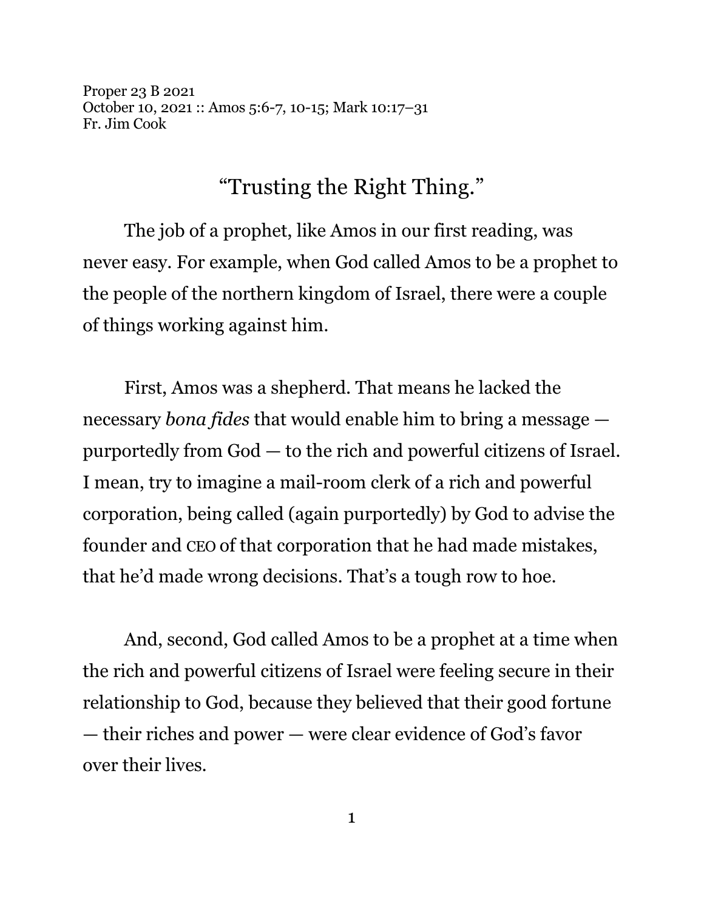Proper 23 B 2021
October 10, 2021 :: Amos 5:6-7, 10-15; Mark 10:17–31
Fr. Jim Cook

# "Trusting the Right Thing."

The job of a prophet, like Amos in our first reading, was never easy. For example, when God called Amos to be a prophet to the people of the northern kingdom of Israel, there were a couple of things working against him.

First, Amos was a shepherd. That means he lacked the necessary *bona fides* that would enable him to bring a message — purportedly from God — to the rich and powerful citizens of Israel. I mean, try to imagine a mail-room clerk of a rich and powerful corporation, being called (again purportedly) by God to advise the founder and CEO of that corporation that he had made mistakes, that he'd made wrong decisions. That's a tough row to hoe.

And, second, God called Amos to be a prophet at a time when the rich and powerful citizens of Israel were feeling secure in their relationship to God, because they believed that their good fortune — their riches and power — were clear evidence of God's favor over their lives.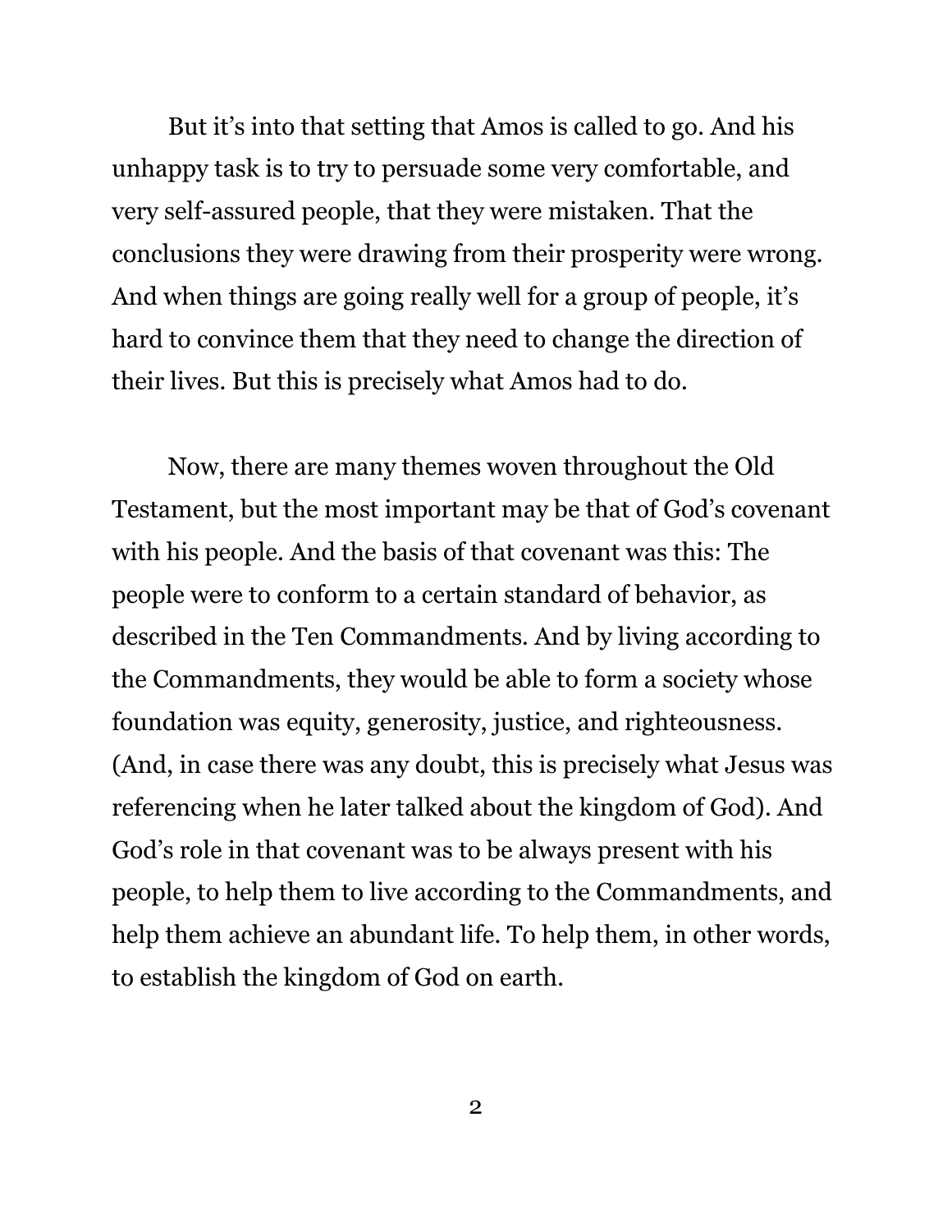But it's into that setting that Amos is called to go. And his unhappy task is to try to persuade some very comfortable, and very self-assured people, that they were mistaken. That the conclusions they were drawing from their prosperity were wrong. And when things are going really well for a group of people, it's hard to convince them that they need to change the direction of their lives. But this is precisely what Amos had to do.

Now, there are many themes woven throughout the Old Testament, but the most important may be that of God's covenant with his people. And the basis of that covenant was this: The people were to conform to a certain standard of behavior, as described in the Ten Commandments. And by living according to the Commandments, they would be able to form a society whose foundation was equity, generosity, justice, and righteousness. (And, in case there was any doubt, this is precisely what Jesus was referencing when he later talked about the kingdom of God). And God's role in that covenant was to be always present with his people, to help them to live according to the Commandments, and help them achieve an abundant life. To help them, in other words, to establish the kingdom of God on earth.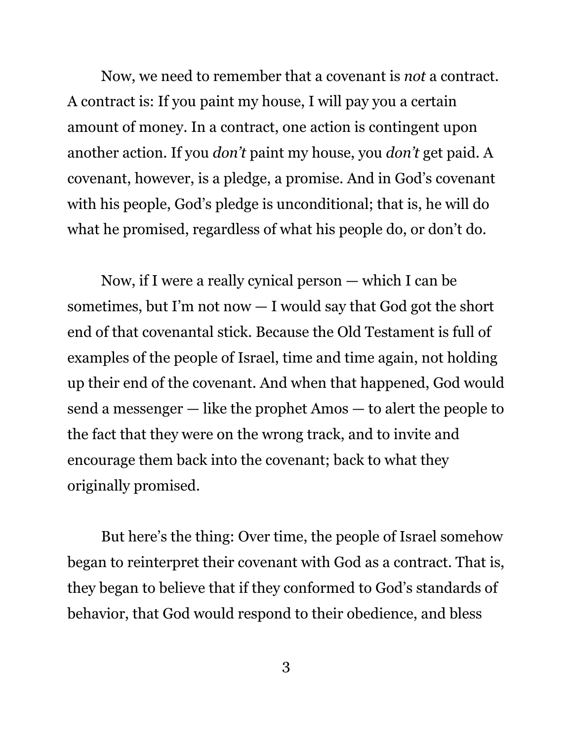Now, we need to remember that a covenant is *not* a contract. A contract is: If you paint my house, I will pay you a certain amount of money. In a contract, one action is contingent upon another action. If you *don't* paint my house, you *don't* get paid. A covenant, however, is a pledge, a promise. And in God's covenant with his people, God's pledge is unconditional; that is, he will do what he promised, regardless of what his people do, or don't do.

Now, if I were a really cynical person — which I can be sometimes, but I'm not now — I would say that God got the short end of that covenantal stick. Because the Old Testament is full of examples of the people of Israel, time and time again, not holding up their end of the covenant. And when that happened, God would send a messenger — like the prophet Amos — to alert the people to the fact that they were on the wrong track, and to invite and encourage them back into the covenant; back to what they originally promised.

But here's the thing: Over time, the people of Israel somehow began to reinterpret their covenant with God as a contract. That is, they began to believe that if they conformed to God's standards of behavior, that God would respond to their obedience, and bless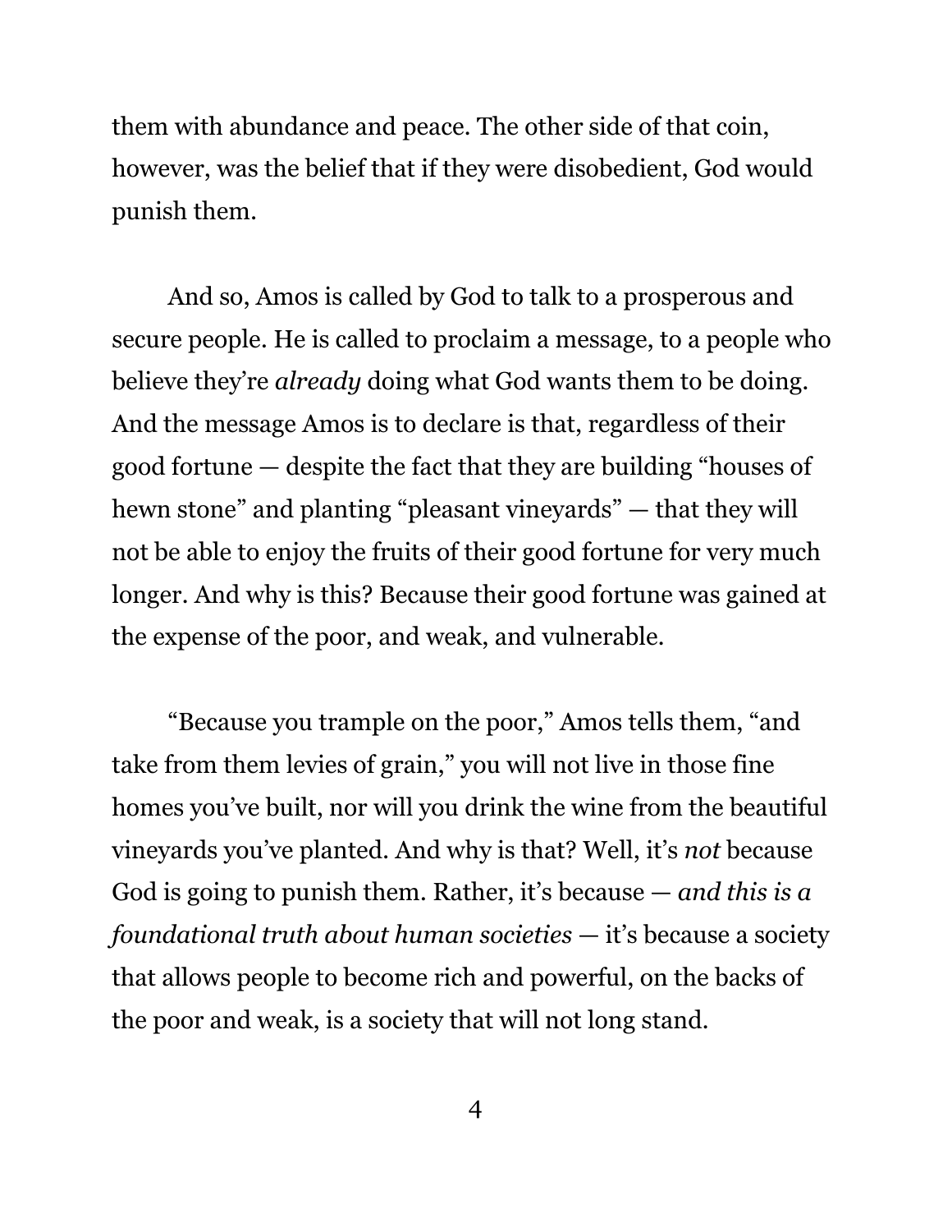them with abundance and peace. The other side of that coin, however, was the belief that if they were disobedient, God would punish them.

And so, Amos is called by God to talk to a prosperous and secure people. He is called to proclaim a message, to a people who believe they're *already* doing what God wants them to be doing. And the message Amos is to declare is that, regardless of their good fortune — despite the fact that they are building "houses of hewn stone" and planting "pleasant vineyards" — that they will not be able to enjoy the fruits of their good fortune for very much longer. And why is this? Because their good fortune was gained at the expense of the poor, and weak, and vulnerable.

"Because you trample on the poor," Amos tells them, "and take from them levies of grain," you will not live in those fine homes you've built, nor will you drink the wine from the beautiful vineyards you've planted. And why is that? Well, it's *not* because God is going to punish them. Rather, it's because — *and this is a foundational truth about human societies* — it's because a society that allows people to become rich and powerful, on the backs of the poor and weak, is a society that will not long stand.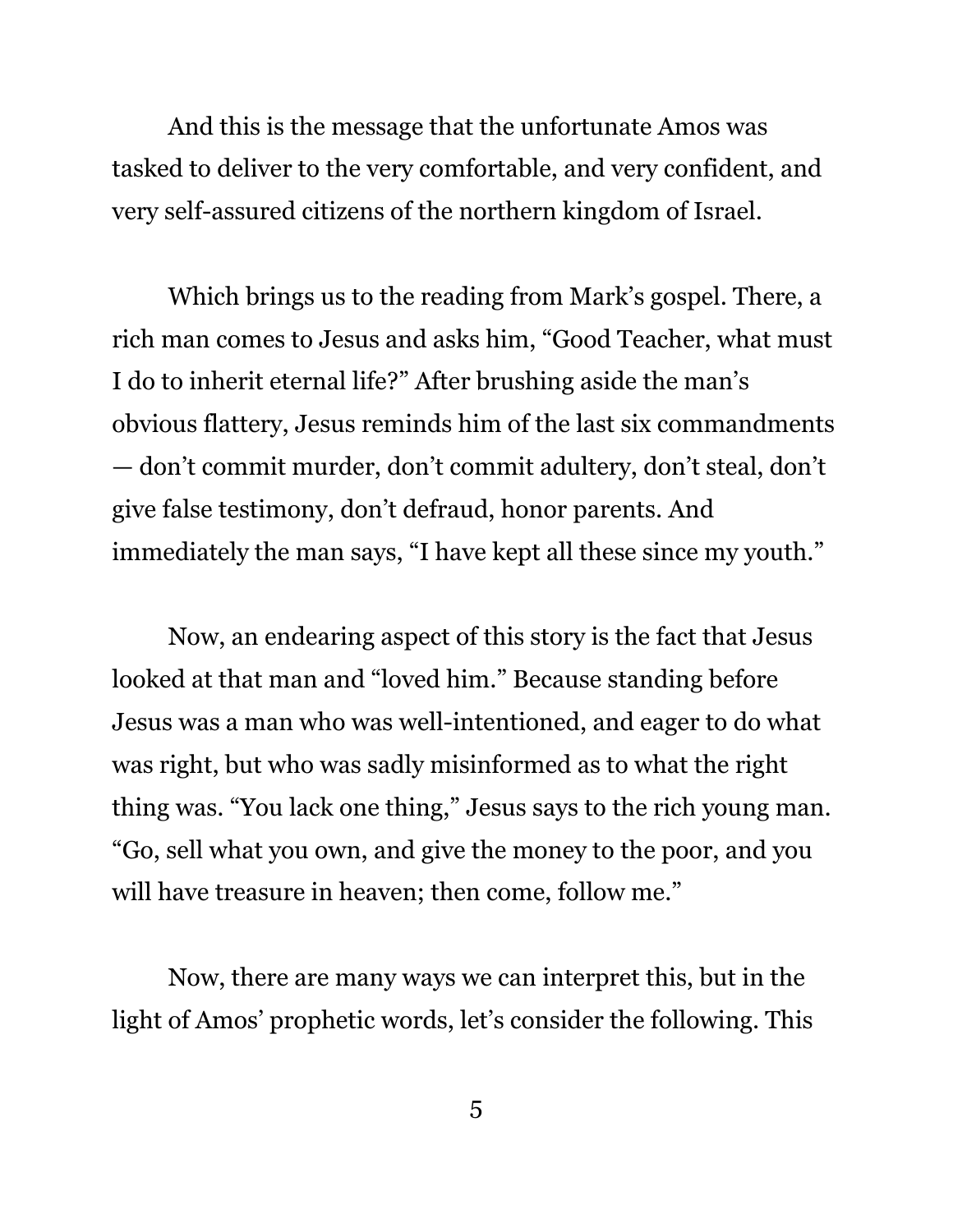And this is the message that the unfortunate Amos was tasked to deliver to the very comfortable, and very confident, and very self-assured citizens of the northern kingdom of Israel.

Which brings us to the reading from Mark's gospel. There, a rich man comes to Jesus and asks him, "Good Teacher, what must I do to inherit eternal life?" After brushing aside the man's obvious flattery, Jesus reminds him of the last six commandments — don't commit murder, don't commit adultery, don't steal, don't give false testimony, don't defraud, honor parents. And immediately the man says, "I have kept all these since my youth."

Now, an endearing aspect of this story is the fact that Jesus looked at that man and "loved him." Because standing before Jesus was a man who was well-intentioned, and eager to do what was right, but who was sadly misinformed as to what the right thing was. "You lack one thing," Jesus says to the rich young man. "Go, sell what you own, and give the money to the poor, and you will have treasure in heaven; then come, follow me."

Now, there are many ways we can interpret this, but in the light of Amos' prophetic words, let's consider the following. This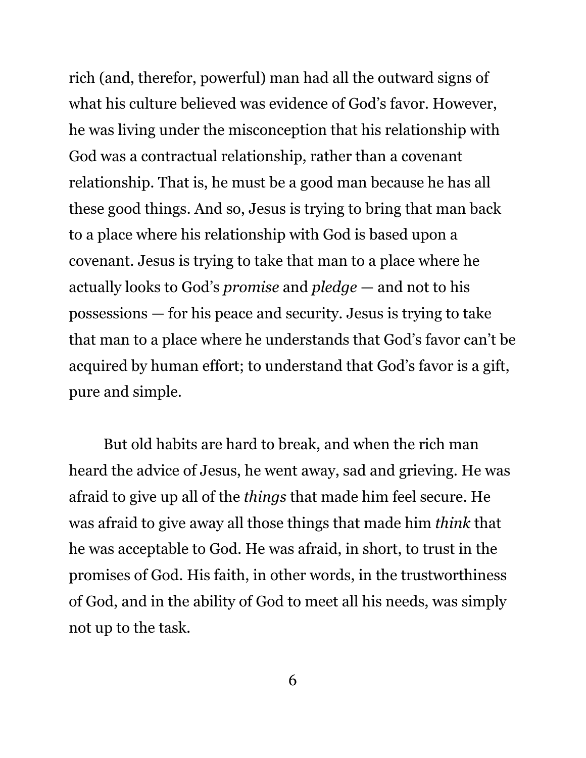rich (and, therefor, powerful) man had all the outward signs of what his culture believed was evidence of God's favor. However, he was living under the misconception that his relationship with God was a contractual relationship, rather than a covenant relationship. That is, he must be a good man because he has all these good things. And so, Jesus is trying to bring that man back to a place where his relationship with God is based upon a covenant. Jesus is trying to take that man to a place where he actually looks to God's *promise* and *pledge* — and not to his possessions — for his peace and security. Jesus is trying to take that man to a place where he understands that God's favor can't be acquired by human effort; to understand that God's favor is a gift, pure and simple.

But old habits are hard to break, and when the rich man heard the advice of Jesus, he went away, sad and grieving. He was afraid to give up all of the *things* that made him feel secure. He was afraid to give away all those things that made him *think* that he was acceptable to God. He was afraid, in short, to trust in the promises of God. His faith, in other words, in the trustworthiness of God, and in the ability of God to meet all his needs, was simply not up to the task.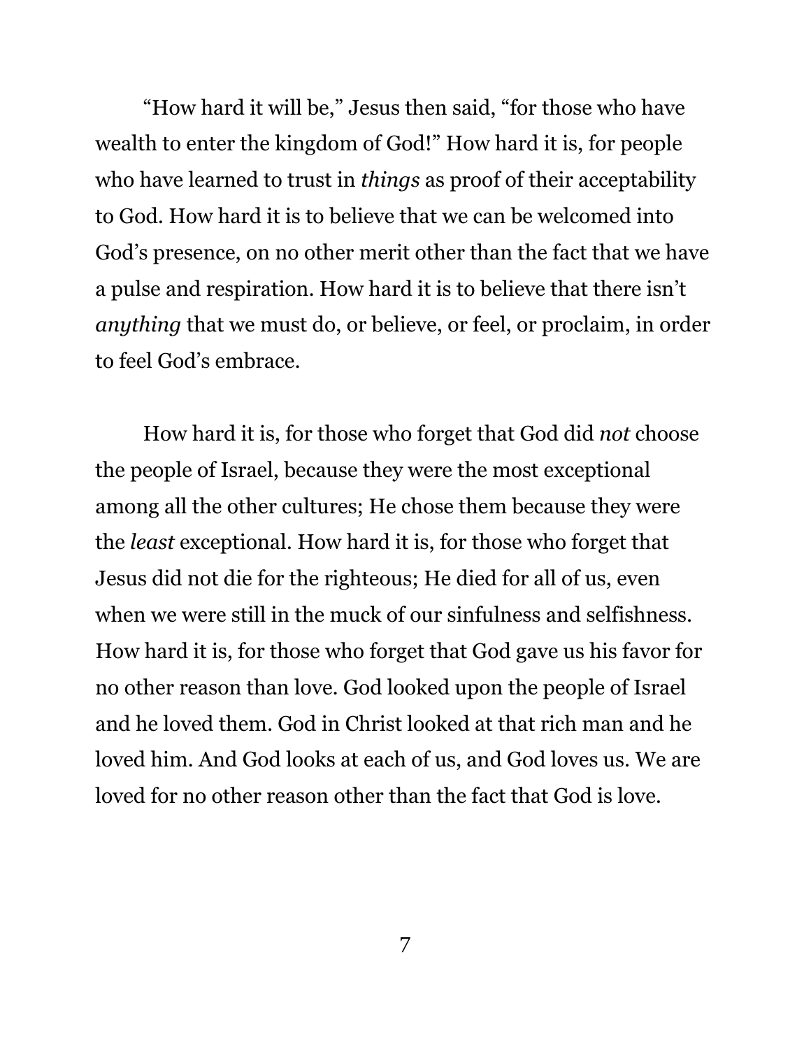"How hard it will be," Jesus then said, "for those who have wealth to enter the kingdom of God!" How hard it is, for people who have learned to trust in *things* as proof of their acceptability to God. How hard it is to believe that we can be welcomed into God's presence, on no other merit other than the fact that we have a pulse and respiration. How hard it is to believe that there isn't *anything* that we must do, or believe, or feel, or proclaim, in order to feel God's embrace.

How hard it is, for those who forget that God did *not* choose the people of Israel, because they were the most exceptional among all the other cultures; He chose them because they were the *least* exceptional. How hard it is, for those who forget that Jesus did not die for the righteous; He died for all of us, even when we were still in the muck of our sinfulness and selfishness. How hard it is, for those who forget that God gave us his favor for no other reason than love. God looked upon the people of Israel and he loved them. God in Christ looked at that rich man and he loved him. And God looks at each of us, and God loves us. We are loved for no other reason other than the fact that God is love.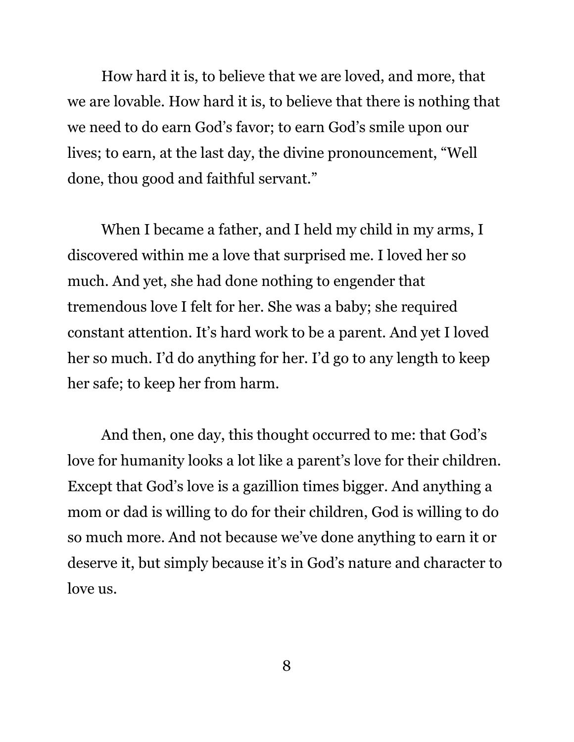How hard it is, to believe that we are loved, and more, that we are lovable. How hard it is, to believe that there is nothing that we need to do earn God's favor; to earn God's smile upon our lives; to earn, at the last day, the divine pronouncement, "Well done, thou good and faithful servant."

When I became a father, and I held my child in my arms, I discovered within me a love that surprised me. I loved her so much. And yet, she had done nothing to engender that tremendous love I felt for her. She was a baby; she required constant attention. It's hard work to be a parent. And yet I loved her so much. I'd do anything for her. I'd go to any length to keep her safe; to keep her from harm.

And then, one day, this thought occurred to me: that God's love for humanity looks a lot like a parent's love for their children. Except that God's love is a gazillion times bigger. And anything a mom or dad is willing to do for their children, God is willing to do so much more. And not because we've done anything to earn it or deserve it, but simply because it's in God's nature and character to love us.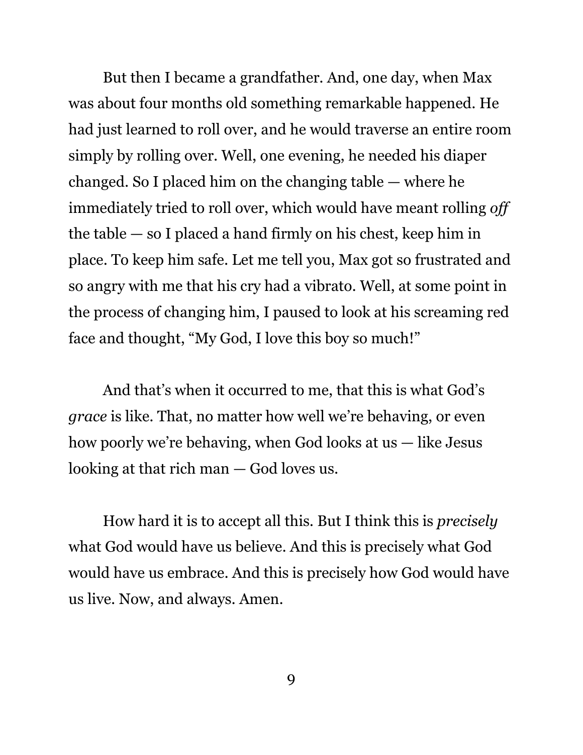But then I became a grandfather. And, one day, when Max was about four months old something remarkable happened. He had just learned to roll over, and he would traverse an entire room simply by rolling over. Well, one evening, he needed his diaper changed. So I placed him on the changing table — where he immediately tried to roll over, which would have meant rolling *off* the table — so I placed a hand firmly on his chest, keep him in place. To keep him safe. Let me tell you, Max got so frustrated and so angry with me that his cry had a vibrato. Well, at some point in the process of changing him, I paused to look at his screaming red face and thought, "My God, I love this boy so much!"

And that's when it occurred to me, that this is what God's *grace* is like. That, no matter how well we're behaving, or even how poorly we're behaving, when God looks at us — like Jesus looking at that rich man — God loves us.

How hard it is to accept all this. But I think this is *precisely* what God would have us believe. And this is precisely what God would have us embrace. And this is precisely how God would have us live. Now, and always. Amen.